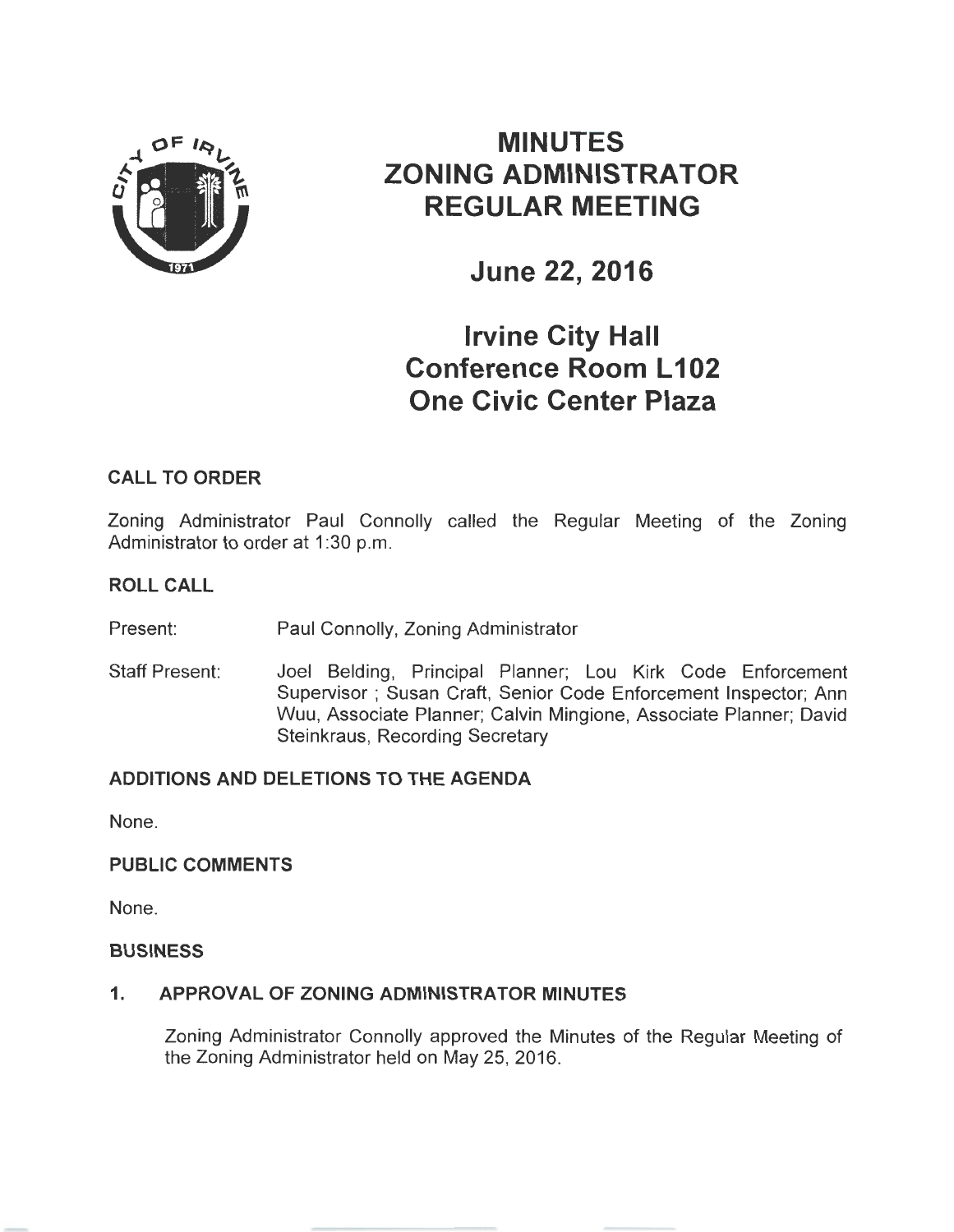# MINUTES
# ZONING ADMINISTRATOR
# REGULAR MEETING

## June 22, 2016

## Irvine City Hall
## Conference Room L102
## One Civic Center Plaza

### CALL TO ORDER

Zoning Administrator Paul Connolly called the Regular Meeting of the Zoning Administrator to order at 1:30 p.m.

### ROLL CALL

Present: Paul Connolly, Zoning Administrator

Staff Present: Joel Belding, Principal Planner; Lou Kirk Code Enforcement Supervisor ; Susan Craft, Senior Code Enforcement Inspector; Ann Wuu, Associate Planner; Calvin Mingione, Associate Planner; David Steinkraus, Recording Secretary

### ADDITIONS AND DELETIONS TO THE AGENDA

None.

### PUBLIC COMMENTS

None.

### BUSINESS

### 1. APPROVAL OF ZONING ADMINISTRATOR MINUTES

Zoning Administrator Connolly approved the Minutes of the Regular Meeting of the Zoning Administrator held on May 25, 2016.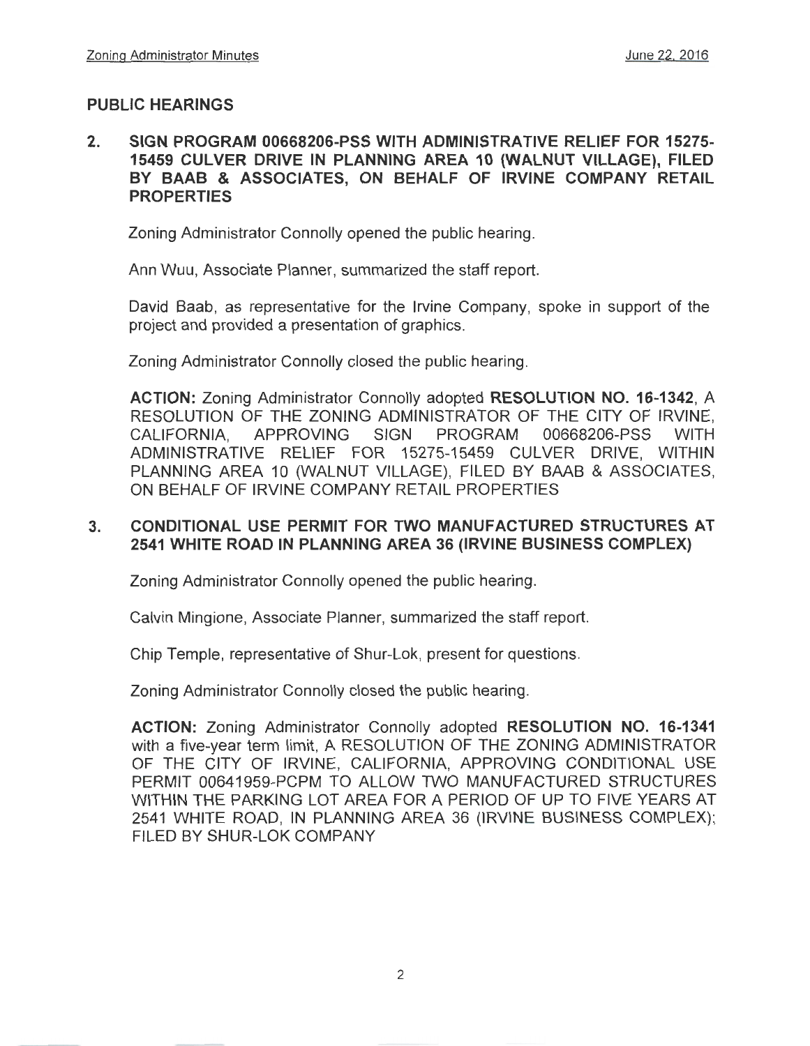## PUBLIC HEARINGS

**2. SIGN PROGRAM 00668206-PSS WITH ADMINISTRATIVE RELIEF FOR 15275-15459 CULVER DRIVE IN PLANNING AREA 10 (WALNUT VILLAGE), FILED BY BAAB & ASSOCIATES, ON BEHALF OF IRVINE COMPANY RETAIL PROPERTIES**

Zoning Administrator Connolly opened the public hearing.

Ann Wuu, Associate Planner, summarized the staff report.

David Baab, as representative for the Irvine Company, spoke in support of the project and provided a presentation of graphics.

Zoning Administrator Connolly closed the public hearing.

**ACTION:** Zoning Administrator Connolly adopted **RESOLUTION NO. 16-1342**, A RESOLUTION OF THE ZONING ADMINISTRATOR OF THE CITY OF IRVINE, CALIFORNIA, APPROVING SIGN PROGRAM 00668206-PSS WITH ADMINISTRATIVE RELIEF FOR 15275-15459 CULVER DRIVE, WITHIN PLANNING AREA 10 (WALNUT VILLAGE), FILED BY BAAB & ASSOCIATES, ON BEHALF OF IRVINE COMPANY RETAIL PROPERTIES

**3. CONDITIONAL USE PERMIT FOR TWO MANUFACTURED STRUCTURES AT 2541 WHITE ROAD IN PLANNING AREA 36 (IRVINE BUSINESS COMPLEX)**

Zoning Administrator Connolly opened the public hearing.

Calvin Mingione, Associate Planner, summarized the staff report.

Chip Temple, representative of Shur-Lok, present for questions.

Zoning Administrator Connolly closed the public hearing.

**ACTION:** Zoning Administrator Connolly adopted **RESOLUTION NO. 16-1341** with a five-year term limit, A RESOLUTION OF THE ZONING ADMINISTRATOR OF THE CITY OF IRVINE, CALIFORNIA, APPROVING CONDITIONAL USE PERMIT 00641959-PCPM TO ALLOW TWO MANUFACTURED STRUCTURES WITHIN THE PARKING LOT AREA FOR A PERIOD OF UP TO FIVE YEARS AT 2541 WHITE ROAD, IN PLANNING AREA 36 (IRVINE BUSINESS COMPLEX); FILED BY SHUR-LOK COMPANY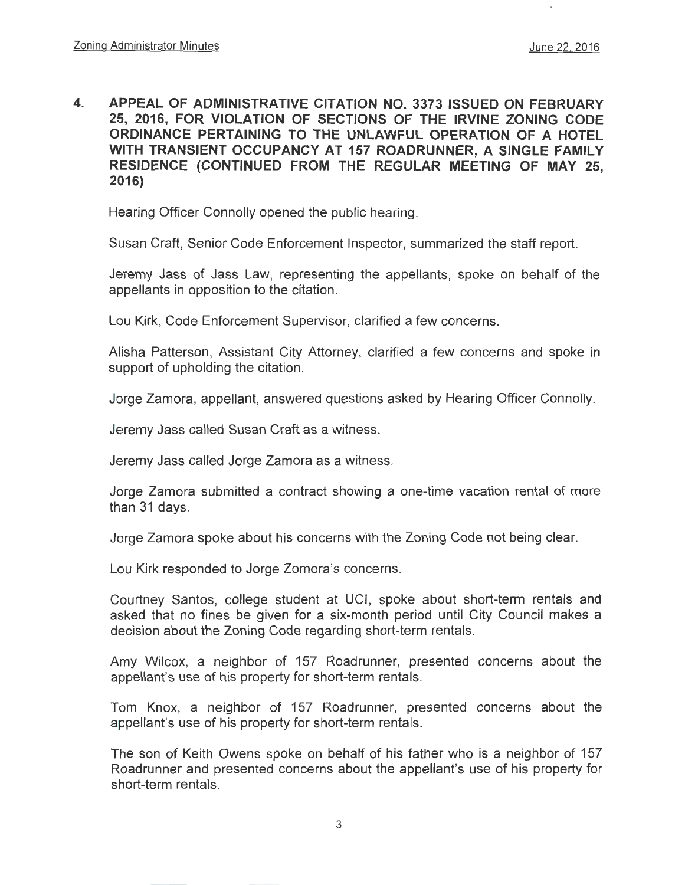**4. APPEAL OF ADMINISTRATIVE CITATION NO. 3373 ISSUED ON FEBRUARY 25, 2016, FOR VIOLATION OF SECTIONS OF THE IRVINE ZONING CODE ORDINANCE PERTAINING TO THE UNLAWFUL OPERATION OF A HOTEL WITH TRANSIENT OCCUPANCY AT 157 ROADRUNNER, A SINGLE FAMILY RESIDENCE (CONTINUED FROM THE REGULAR MEETING OF MAY 25, 2016)**

Hearing Officer Connolly opened the public hearing.

Susan Craft, Senior Code Enforcement Inspector, summarized the staff report.

Jeremy Jass of Jass Law, representing the appellants, spoke on behalf of the appellants in opposition to the citation.

Lou Kirk, Code Enforcement Supervisor, clarified a few concerns.

Alisha Patterson, Assistant City Attorney, clarified a few concerns and spoke in support of upholding the citation.

Jorge Zamora, appellant, answered questions asked by Hearing Officer Connolly.

Jeremy Jass called Susan Craft as a witness.

Jeremy Jass called Jorge Zamora as a witness.

Jorge Zamora submitted a contract showing a one-time vacation rental of more than 31 days.

Jorge Zamora spoke about his concerns with the Zoning Code not being clear.

Lou Kirk responded to Jorge Zomora's concerns.

Courtney Santos, college student at UCI, spoke about short-term rentals and asked that no fines be given for a six-month period until City Council makes a decision about the Zoning Code regarding short-term rentals.

Amy Wilcox, a neighbor of 157 Roadrunner, presented concerns about the appellant's use of his property for short-term rentals.

Tom Knox, a neighbor of 157 Roadrunner, presented concerns about the appellant's use of his property for short-term rentals.

The son of Keith Owens spoke on behalf of his father who is a neighbor of 157 Roadrunner and presented concerns about the appellant's use of his property for short-term rentals.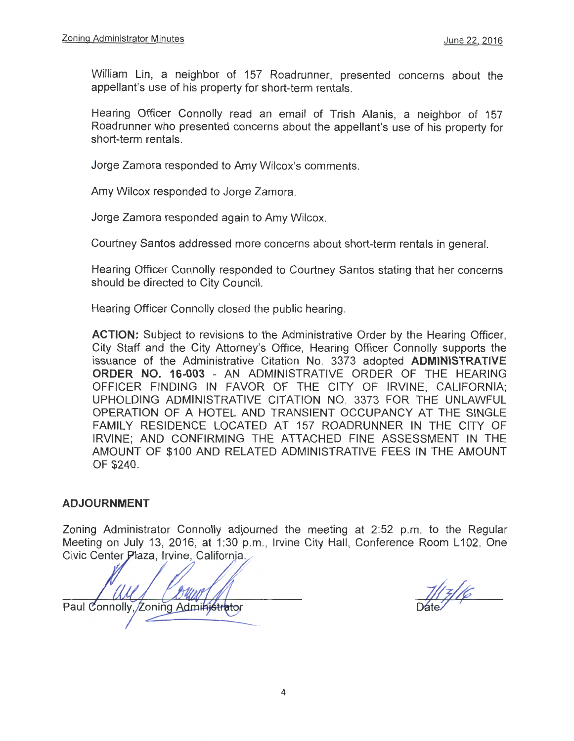William Lin, a neighbor of 157 Roadrunner, presented concerns about the appellant's use of his property for short-term rentals.

Hearing Officer Connolly read an email of Trish Alanis, a neighbor of 157 Roadrunner who presented concerns about the appellant's use of his property for short-term rentals.

Jorge Zamora responded to Amy Wilcox's comments.

Amy Wilcox responded to Jorge Zamora.

Jorge Zamora responded again to Amy Wilcox.

Courtney Santos addressed more concerns about short-term rentals in general.

Hearing Officer Connolly responded to Courtney Santos stating that her concerns should be directed to City Council.

Hearing Officer Connolly closed the public hearing.

**ACTION:** Subject to revisions to the Administrative Order by the Hearing Officer, City Staff and the City Attorney's Office, Hearing Officer Connolly supports the issuance of the Administrative Citation No. 3373 adopted **ADMINISTRATIVE ORDER NO. 16-003** - AN ADMINISTRATIVE ORDER OF THE HEARING OFFICER FINDING IN FAVOR OF THE CITY OF IRVINE, CALIFORNIA; UPHOLDING ADMINISTRATIVE CITATION NO. 3373 FOR THE UNLAWFUL OPERATION OF A HOTEL AND TRANSIENT OCCUPANCY AT THE SINGLE FAMILY RESIDENCE LOCATED AT 157 ROADRUNNER IN THE CITY OF IRVINE; AND CONFIRMING THE ATTACHED FINE ASSESSMENT IN THE AMOUNT OF $100 AND RELATED ADMINISTRATIVE FEES IN THE AMOUNT OF $240.

## ADJOURNMENT

Zoning Administrator Connolly adjourned the meeting at 2:52 p.m. to the Regular Meeting on July 13, 2016, at 1:30 p.m., Irvine City Hall, Conference Room L102, One Civic Center Plaza, Irvine, California.

Paul Connolly, Zoning Administrator

7/13/16
Date